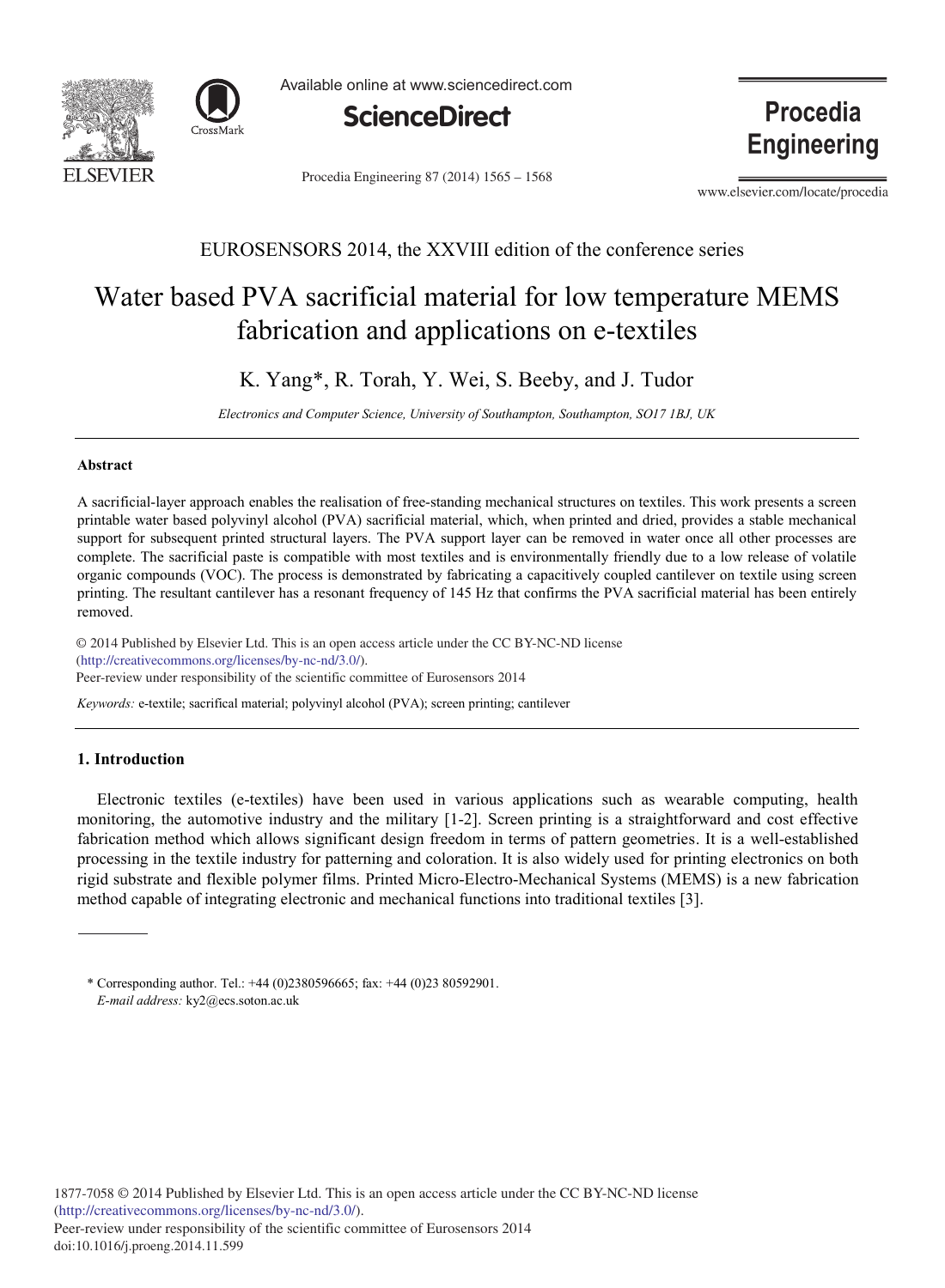EUROSENSORS 2014, the XXVIII edition of the conference series

# Water based PVA sacrificial material for low temperature MEMS fabrication and applications on e-textiles

K. Yang*, R. Torah, Y. Wei, S. Beeby, and J. Tudor

*Electronics and Computer Science, University of Southampton, Southampton, SO17 1BJ, UK*

## Abstract

A sacrificial-layer approach enables the realisation of free-standing mechanical structures on textiles. This work presents a screen printable water based polyvinyl alcohol (PVA) sacrificial material, which, when printed and dried, provides a stable mechanical support for subsequent printed structural layers. The PVA support layer can be removed in water once all other processes are complete. The sacrificial paste is compatible with most textiles and is environmentally friendly due to a low release of volatile organic compounds (VOC). The process is demonstrated by fabricating a capacitively coupled cantilever on textile using screen printing. The resultant cantilever has a resonant frequency of 145 Hz that confirms the PVA sacrificial material has been entirely removed.

© 2014 Published by Elsevier Ltd. This is an open access article under the CC BY-NC-ND license (http://creativecommons.org/licenses/by-nc-nd/3.0/).
Peer-review under responsibility of the scientific committee of Eurosensors 2014

*Keywords:* e-textile; sacrifical material; polyvinyl alcohol (PVA); screen printing; cantilever

## 1. Introduction

Electronic textiles (e-textiles) have been used in various applications such as wearable computing, health monitoring, the automotive industry and the military [1-2]. Screen printing is a straightforward and cost effective fabrication method which allows significant design freedom in terms of pattern geometries. It is a well-established processing in the textile industry for patterning and coloration. It is also widely used for printing electronics on both rigid substrate and flexible polymer films. Printed Micro-Electro-Mechanical Systems (MEMS) is a new fabrication method capable of integrating electronic and mechanical functions into traditional textiles [3].

\* Corresponding author. Tel.: +44 (0)2380596665; fax: +44 (0)23 80592901.
*E-mail address:* ky2@ecs.soton.ac.uk

1877-7058 © 2014 Published by Elsevier Ltd. This is an open access article under the CC BY-NC-ND license (http://creativecommons.org/licenses/by-nc-nd/3.0/).
Peer-review under responsibility of the scientific committee of Eurosensors 2014
doi:10.1016/j.proeng.2014.11.599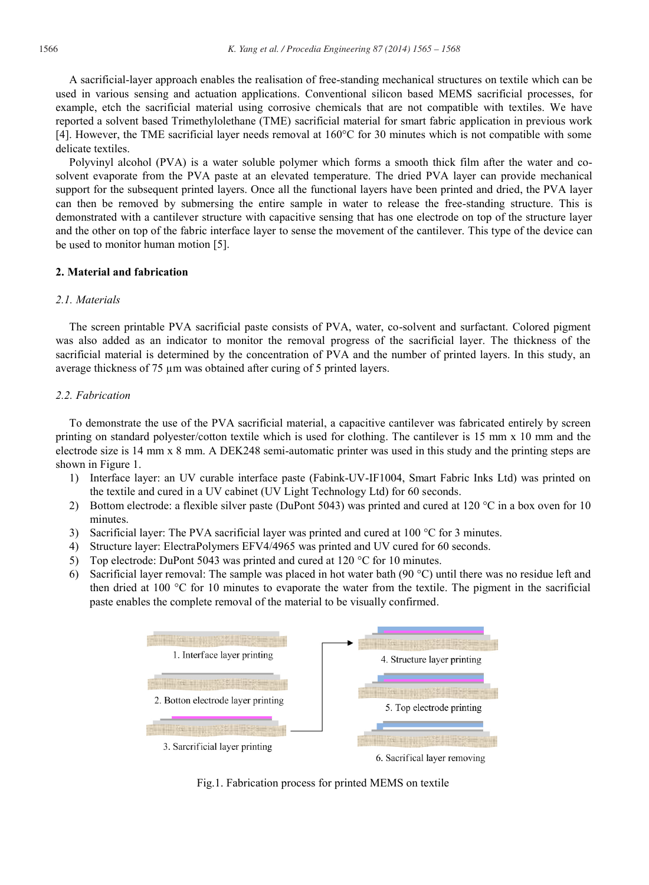A sacrificial-layer approach enables the realisation of free-standing mechanical structures on textile which can be used in various sensing and actuation applications. Conventional silicon based MEMS sacrificial processes, for example, etch the sacrificial material using corrosive chemicals that are not compatible with textiles. We have reported a solvent based Trimethylolethane (TME) sacrificial material for smart fabric application in previous work [4]. However, the TME sacrificial layer needs removal at 160°C for 30 minutes which is not compatible with some delicate textiles.

Polyvinyl alcohol (PVA) is a water soluble polymer which forms a smooth thick film after the water and co-solvent evaporate from the PVA paste at an elevated temperature. The dried PVA layer can provide mechanical support for the subsequent printed layers. Once all the functional layers have been printed and dried, the PVA layer can then be removed by submersing the entire sample in water to release the free-standing structure. This is demonstrated with a cantilever structure with capacitive sensing that has one electrode on top of the structure layer and the other on top of the fabric interface layer to sense the movement of the cantilever. This type of the device can be used to monitor human motion [5].

## 2. Material and fabrication

### 2.1. Materials

The screen printable PVA sacrificial paste consists of PVA, water, co-solvent and surfactant. Colored pigment was also added as an indicator to monitor the removal progress of the sacrificial layer. The thickness of the sacrificial material is determined by the concentration of PVA and the number of printed layers. In this study, an average thickness of 75 µm was obtained after curing of 5 printed layers.

### 2.2. Fabrication

To demonstrate the use of the PVA sacrificial material, a capacitive cantilever was fabricated entirely by screen printing on standard polyester/cotton textile which is used for clothing. The cantilever is 15 mm x 10 mm and the electrode size is 14 mm x 8 mm. A DEK248 semi-automatic printer was used in this study and the printing steps are shown in Figure 1.

1) Interface layer: an UV curable interface paste (Fabink-UV-IF1004, Smart Fabric Inks Ltd) was printed on the textile and cured in a UV cabinet (UV Light Technology Ltd) for 60 seconds.
2) Bottom electrode: a flexible silver paste (DuPont 5043) was printed and cured at 120 °C in a box oven for 10 minutes.
3) Sacrificial layer: The PVA sacrificial layer was printed and cured at 100 °C for 3 minutes.
4) Structure layer: ElectraPolymers EFV4/4965 was printed and UV cured for 60 seconds.
5) Top electrode: DuPont 5043 was printed and cured at 120 °C for 10 minutes.
6) Sacrificial layer removal: The sample was placed in hot water bath (90 °C) until there was no residue left and then dried at 100 °C for 10 minutes to evaporate the water from the textile. The pigment in the sacrificial paste enables the complete removal of the material to be visually confirmed.

1. Interface layer printing

2. Botton electrode layer printing

3. Sarcrificial layer printing

4. Structure layer printing

5. Top electrode printing

6. Sacrifical layer removing

Fig.1. Fabrication process for printed MEMS on textile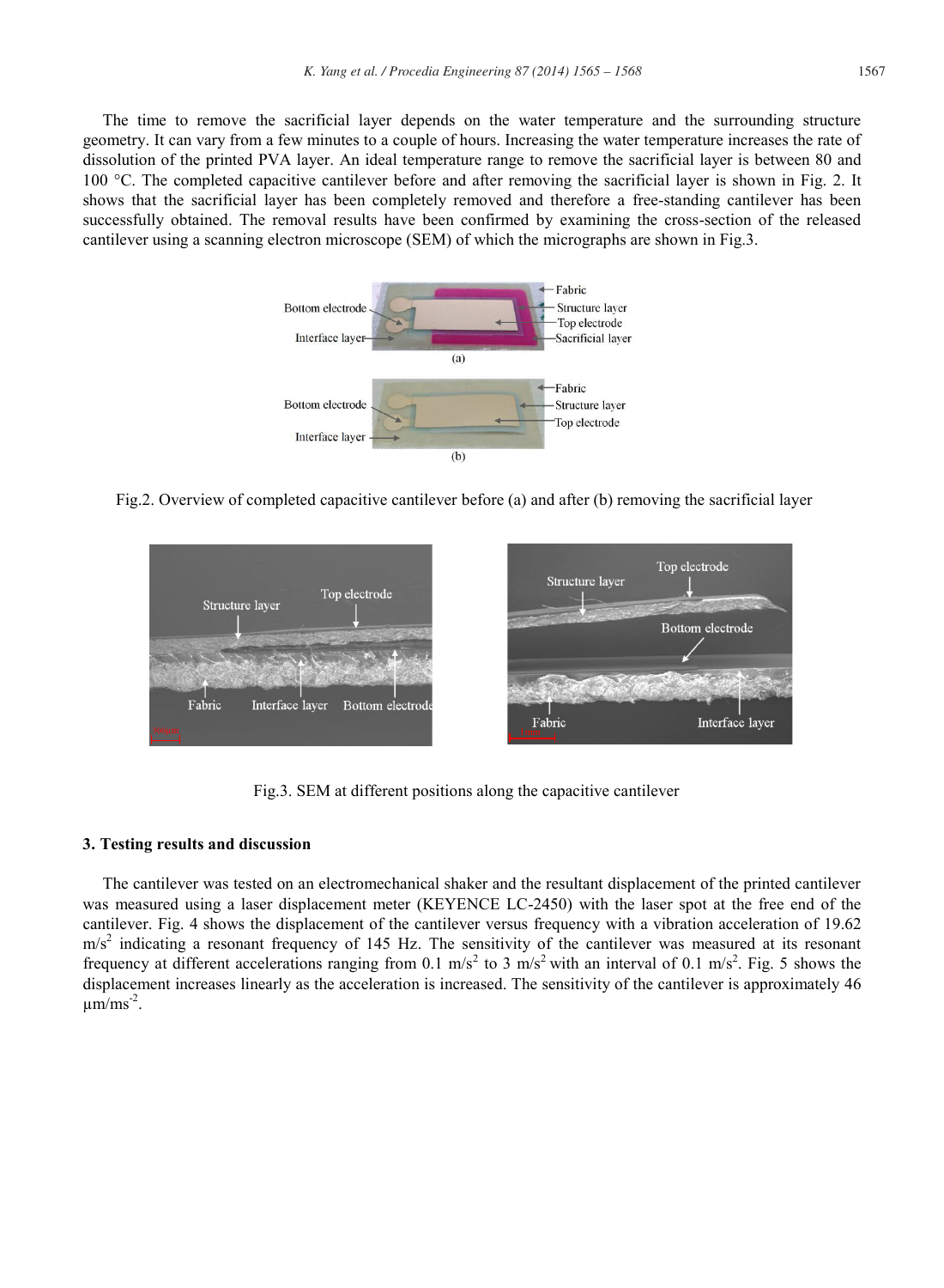The time to remove the sacrificial layer depends on the water temperature and the surrounding structure geometry. It can vary from a few minutes to a couple of hours. Increasing the water temperature increases the rate of dissolution of the printed PVA layer. An ideal temperature range to remove the sacrificial layer is between 80 and 100 °C. The completed capacitive cantilever before and after removing the sacrificial layer is shown in Fig. 2. It shows that the sacrificial layer has been completely removed and therefore a free-standing cantilever has been successfully obtained. The removal results have been confirmed by examining the cross-section of the released cantilever using a scanning electron microscope (SEM) of which the micrographs are shown in Fig.3.

Bottom electrode
Interface layer
Fabric
Structure layer
Top electrode
Sacrificial layer
(a)

Bottom electrode
Interface layer
Fabric
Structure layer
Top electrode
(b)

Fig.2. Overview of completed capacitive cantilever before (a) and after (b) removing the sacrificial layer

Structure layer
Top electrode
Fabric
Interface layer
Bottom electrode

Top electrode
Structure layer
Bottom electrode
Fabric
Interface layer

Fig.3. SEM at different positions along the capacitive cantilever

### 3. Testing results and discussion

The cantilever was tested on an electromechanical shaker and the resultant displacement of the printed cantilever was measured using a laser displacement meter (KEYENCE LC-2450) with the laser spot at the free end of the cantilever. Fig. 4 shows the displacement of the cantilever versus frequency with a vibration acceleration of 19.62 $m/s^2$ indicating a resonant frequency of 145 Hz. The sensitivity of the cantilever was measured at its resonant frequency at different accelerations ranging from 0.1 $m/s^2$ to 3 $m/s^2$ with an interval of 0.1 $m/s^2$. Fig. 5 shows the displacement increases linearly as the acceleration is increased. The sensitivity of the cantilever is approximately 46 $\mu m/ms^{-2}$.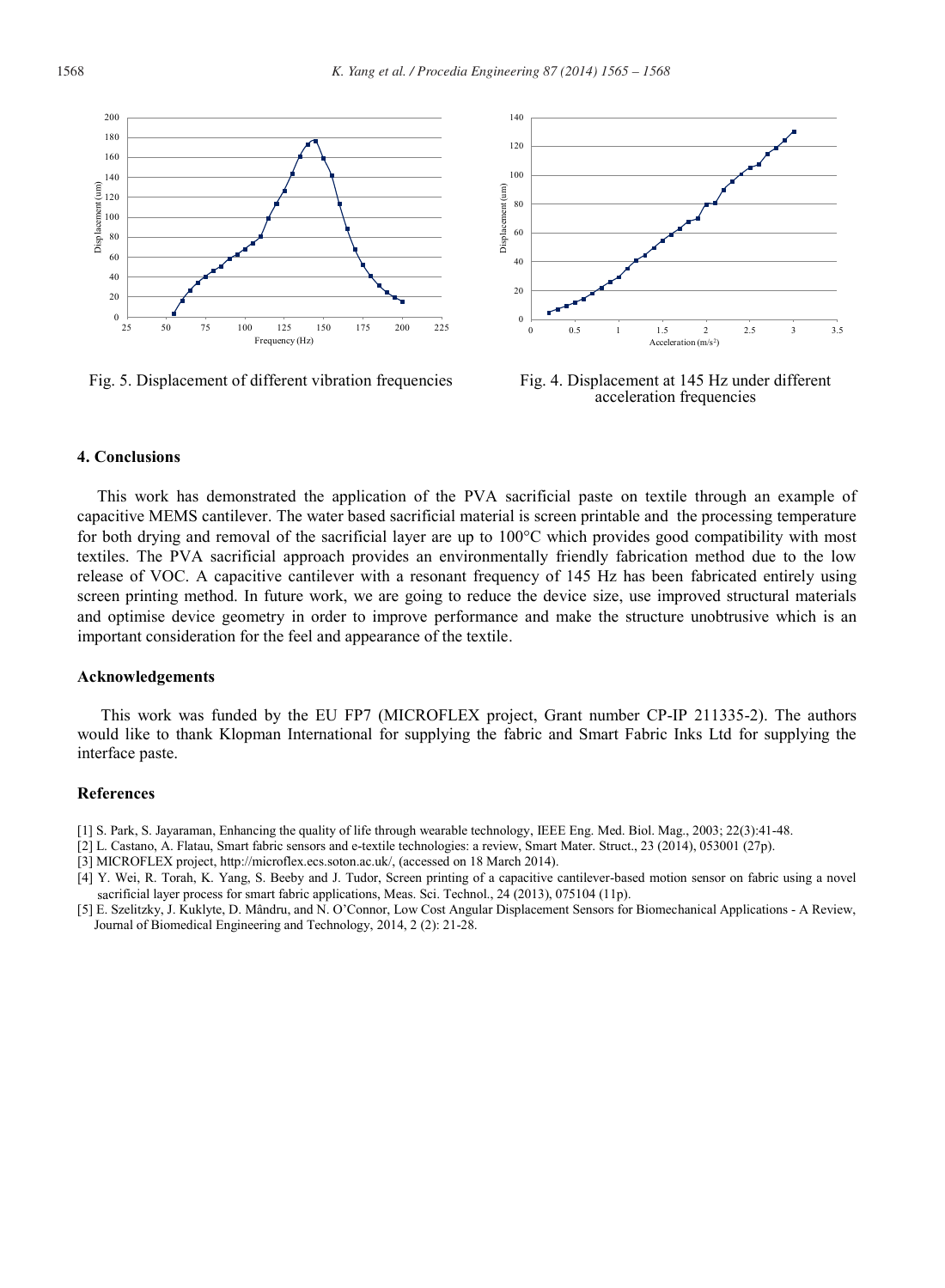200
180
160
140
120
100
80
60
40
20
0
25 50 75 100 125 150 175 200 225
Displacement (um)
Frequency (Hz)

Fig. 5. Displacement of different vibration frequencies

140
120
100
80
60
40
20
0
0 0.5 1 1.5 2 2.5 3 3.5
Displacement (um)
Acceleration (m/s$^2$)

Fig. 4. Displacement at 145 Hz under different acceleration frequencies

## 4. Conclusions

This work has demonstrated the application of the PVA sacrificial paste on textile through an example of capacitive MEMS cantilever. The water based sacrificial material is screen printable and the processing temperature for both drying and removal of the sacrificial layer are up to 100°C which provides good compatibility with most textiles. The PVA sacrificial approach provides an environmentally friendly fabrication method due to the low release of VOC. A capacitive cantilever with a resonant frequency of 145 Hz has been fabricated entirely using screen printing method. In future work, we are going to reduce the device size, use improved structural materials and optimise device geometry in order to improve performance and make the structure unobtrusive which is an important consideration for the feel and appearance of the textile.

## Acknowledgements

This work was funded by the EU FP7 (MICROFLEX project, Grant number CP-IP 211335-2). The authors would like to thank Klopman International for supplying the fabric and Smart Fabric Inks Ltd for supplying the interface paste.

## References

[1] S. Park, S. Jayaraman, Enhancing the quality of life through wearable technology, IEEE Eng. Med. Biol. Mag., 2003; 22(3):41-48.
[2] L. Castano, A. Flatau, Smart fabric sensors and e-textile technologies: a review, Smart Mater. Struct., 23 (2014), 053001 (27p).
[3] MICROFLEX project, http://microflex.ecs.soton.ac.uk/, (accessed on 18 March 2014).
[4] Y. Wei, R. Torah, K. Yang, S. Beeby and J. Tudor, Screen printing of a capacitive cantilever-based motion sensor on fabric using a novel sacrificial layer process for smart fabric applications, Meas. Sci. Technol., 24 (2013), 075104 (11p).
[5] E. Szelitzky, J. Kuklyte, D. Mândru, and N. O'Connor, Low Cost Angular Displacement Sensors for Biomechanical Applications - A Review, Journal of Biomedical Engineering and Technology, 2014, 2 (2): 21-28.